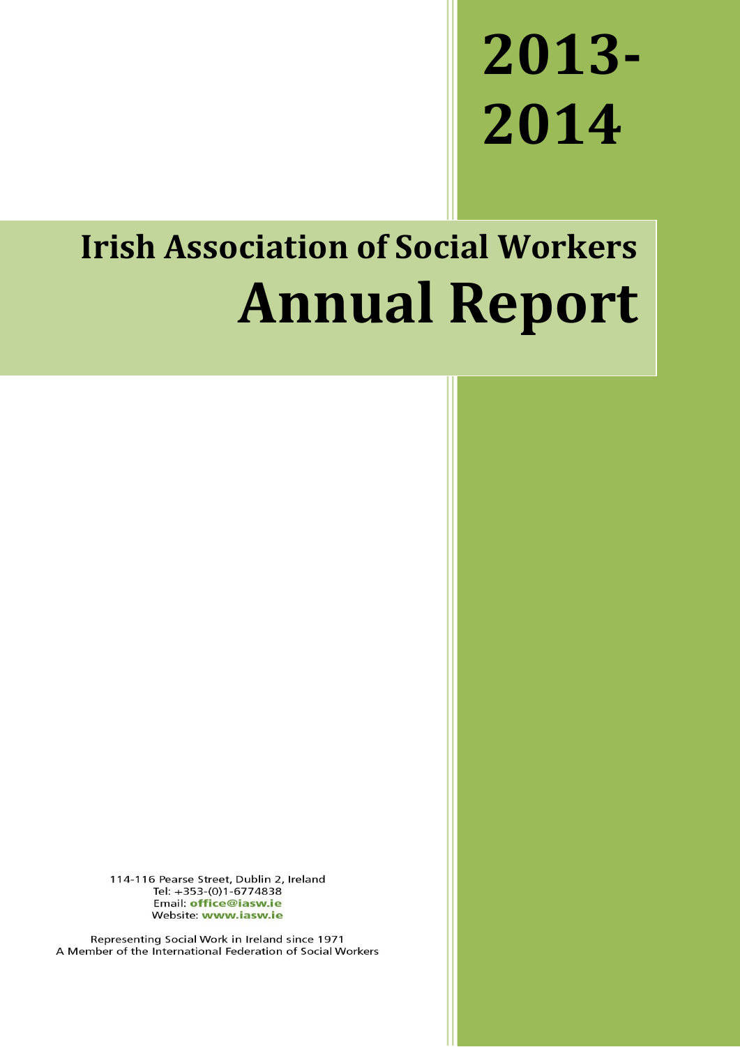# 2013-2014

## Irish Association of Social Workers

# Annual Report

114-116 Pearse Street, Dublin 2, Ireland
Tel: +353-(0)1-6774838
Email: **office@iasw.ie**
Website: **www.iasw.ie**

Representing Social Work in Ireland since 1971
A Member of the International Federation of Social Workers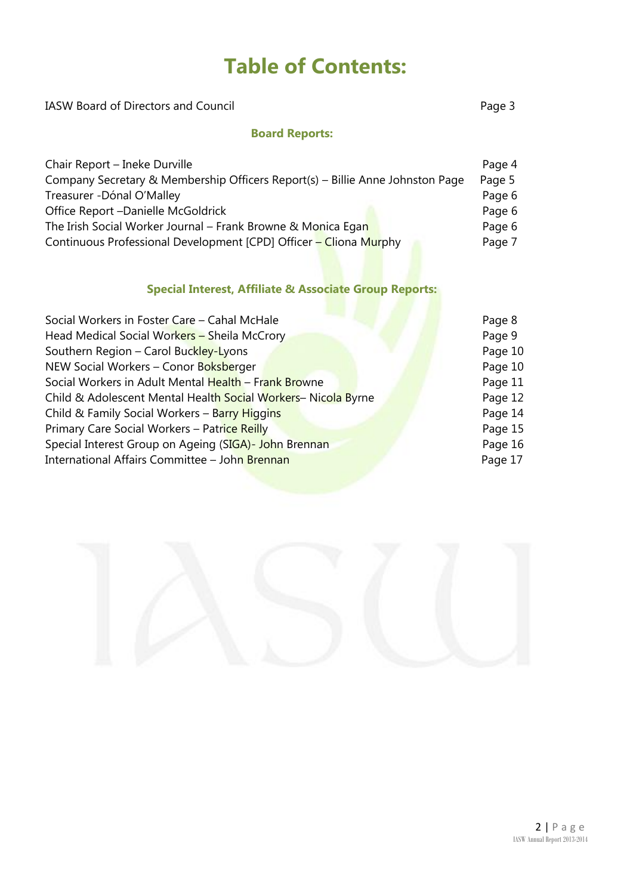# Table of Contents:

| | |
|---|---|
| IASW Board of Directors and Council | Page 3 |

## Board Reports:

| | |
|---|---|
| Chair Report – Ineke Durville | Page 4 |
| Company Secretary & Membership Officers Report(s) – Billie Anne Johnston Page | Page 5 |
| Treasurer -Dónal O'Malley | Page 6 |
| Office Report –Danielle McGoldrick | Page 6 |
| The Irish Social Worker Journal – Frank Browne & Monica Egan | Page 6 |
| Continuous Professional Development [CPD] Officer – Cliona Murphy | Page 7 |

## Special Interest, Affiliate & Associate Group Reports:

| | |
|---|---|
| Social Workers in Foster Care – Cahal McHale | Page 8 |
| Head Medical Social Workers – Sheila McCrory | Page 9 |
| Southern Region – Carol Buckley-Lyons | Page 10 |
| NEW Social Workers – Conor Boksberger | Page 10 |
| Social Workers in Adult Mental Health – Frank Browne | Page 11 |
| Child & Adolescent Mental Health Social Workers– Nicola Byrne | Page 12 |
| Child & Family Social Workers – Barry Higgins | Page 14 |
| Primary Care Social Workers – Patrice Reilly | Page 15 |
| Special Interest Group on Ageing (SIGA)- John Brennan | Page 16 |
| International Affairs Committee – John Brennan | Page 17 |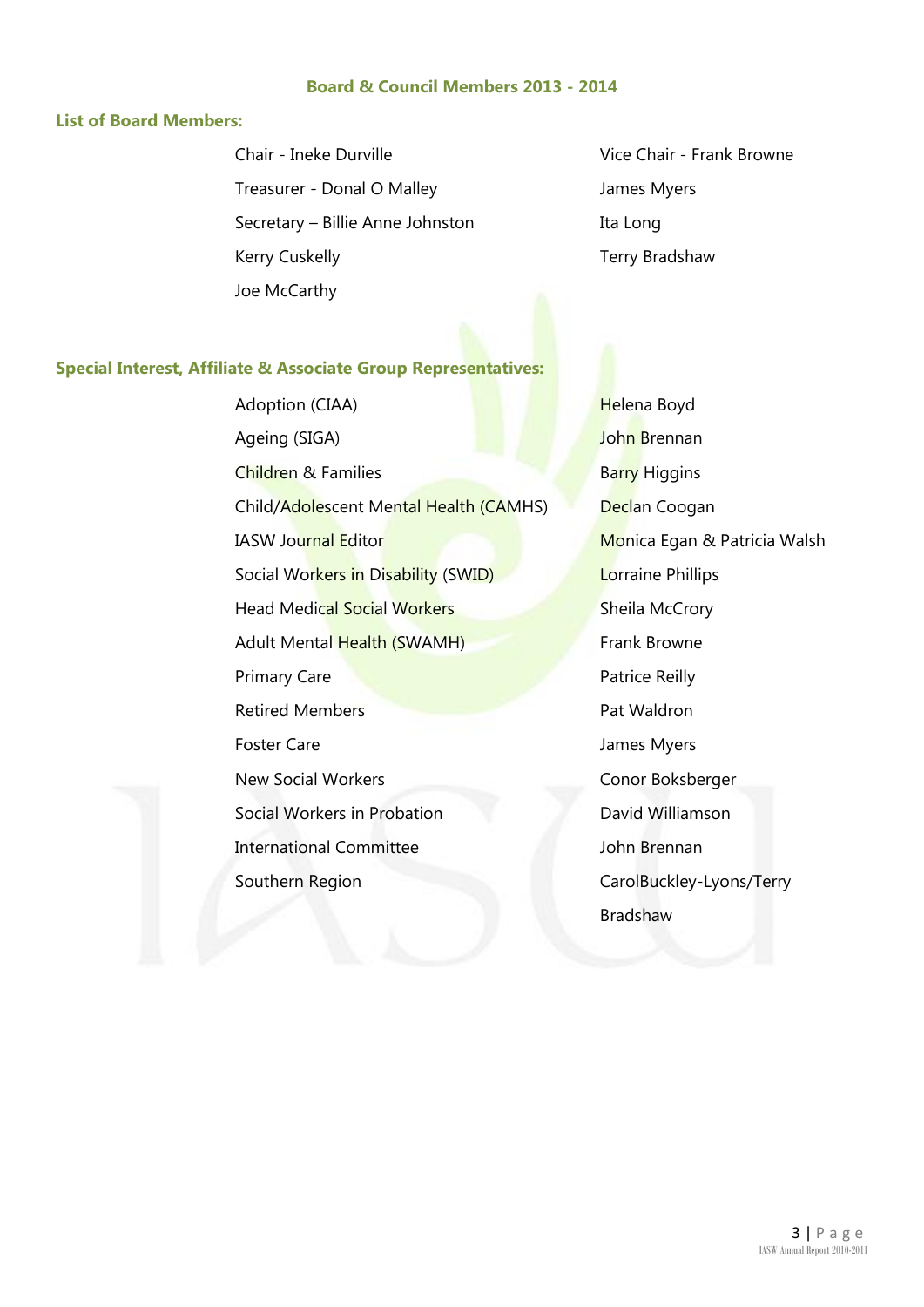## Board & Council Members 2013 - 2014

### List of Board Members:

Chair - Ineke Durville

Treasurer - Donal O Malley

Secretary – Billie Anne Johnston

Kerry Cuskelly

Joe McCarthy

Vice Chair - Frank Browne

James Myers

Ita Long

Terry Bradshaw

### Special Interest, Affiliate & Associate Group Representatives:

| | |
|---|---|
| Adoption (CIAA) | Helena Boyd |
| Ageing (SIGA) | John Brennan |
| Children & Families | Barry Higgins |
| Child/Adolescent Mental Health (CAMHS) | Declan Coogan |
| IASW Journal Editor | Monica Egan & Patricia Walsh |
| Social Workers in Disability (SWID) | Lorraine Phillips |
| Head Medical Social Workers | Sheila McCrory |
| Adult Mental Health (SWAMH) | Frank Browne |
| Primary Care | Patrice Reilly |
| Retired Members | Pat Waldron |
| Foster Care | James Myers |
| New Social Workers | Conor Boksberger |
| Social Workers in Probation | David Williamson |
| International Committee | John Brennan |
| Southern Region | CarolBuckley-Lyons/Terry Bradshaw |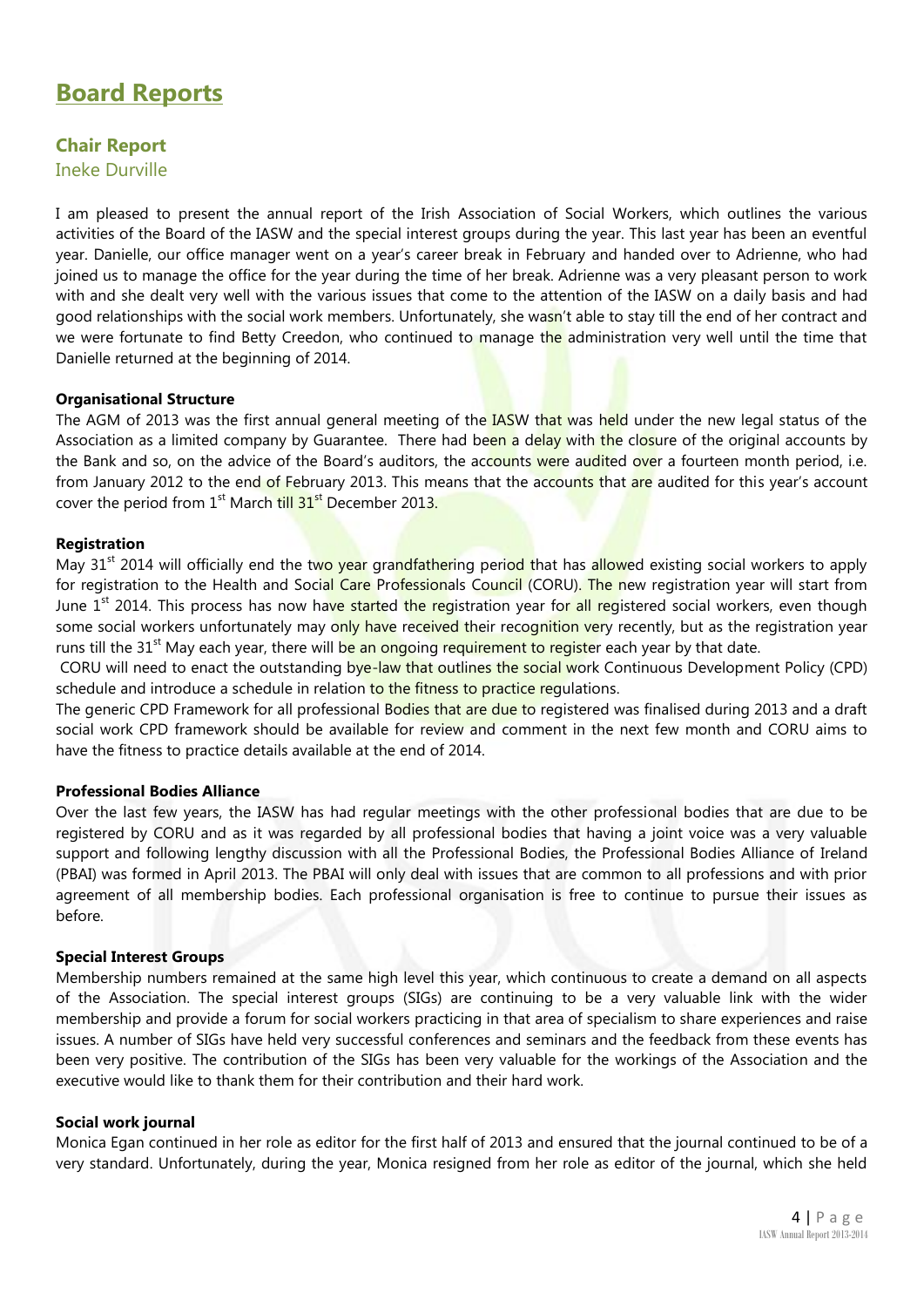# Board Reports

## Chair Report

Ineke Durville

I am pleased to present the annual report of the Irish Association of Social Workers, which outlines the various activities of the Board of the IASW and the special interest groups during the year. This last year has been an eventful year. Danielle, our office manager went on a year's career break in February and handed over to Adrienne, who had joined us to manage the office for the year during the time of her break. Adrienne was a very pleasant person to work with and she dealt very well with the various issues that come to the attention of the IASW on a daily basis and had good relationships with the social work members. Unfortunately, she wasn't able to stay till the end of her contract and we were fortunate to find Betty Creedon, who continued to manage the administration very well until the time that Danielle returned at the beginning of 2014.

**Organisational Structure**

The AGM of 2013 was the first annual general meeting of the IASW that was held under the new legal status of the Association as a limited company by Guarantee. There had been a delay with the closure of the original accounts by the Bank and so, on the advice of the Board's auditors, the accounts were audited over a fourteen month period, i.e. from January 2012 to the end of February 2013. This means that the accounts that are audited for this year's account cover the period from 1st March till 31st December 2013.

**Registration**

May 31st 2014 will officially end the two year grandfathering period that has allowed existing social workers to apply for registration to the Health and Social Care Professionals Council (CORU). The new registration year will start from June 1st 2014. This process has now have started the registration year for all registered social workers, even though some social workers unfortunately may only have received their recognition very recently, but as the registration year runs till the 31st May each year, there will be an ongoing requirement to register each year by that date.

CORU will need to enact the outstanding bye-law that outlines the social work Continuous Development Policy (CPD) schedule and introduce a schedule in relation to the fitness to practice regulations.

The generic CPD Framework for all professional Bodies that are due to registered was finalised during 2013 and a draft social work CPD framework should be available for review and comment in the next few month and CORU aims to have the fitness to practice details available at the end of 2014.

**Professional Bodies Alliance**

Over the last few years, the IASW has had regular meetings with the other professional bodies that are due to be registered by CORU and as it was regarded by all professional bodies that having a joint voice was a very valuable support and following lengthy discussion with all the Professional Bodies, the Professional Bodies Alliance of Ireland (PBAI) was formed in April 2013. The PBAI will only deal with issues that are common to all professions and with prior agreement of all membership bodies. Each professional organisation is free to continue to pursue their issues as before.

**Special Interest Groups**

Membership numbers remained at the same high level this year, which continuous to create a demand on all aspects of the Association. The special interest groups (SIGs) are continuing to be a very valuable link with the wider membership and provide a forum for social workers practicing in that area of specialism to share experiences and raise issues. A number of SIGs have held very successful conferences and seminars and the feedback from these events has been very positive. The contribution of the SIGs has been very valuable for the workings of the Association and the executive would like to thank them for their contribution and their hard work.

**Social work journal**

Monica Egan continued in her role as editor for the first half of 2013 and ensured that the journal continued to be of a very standard. Unfortunately, during the year, Monica resigned from her role as editor of the journal, which she held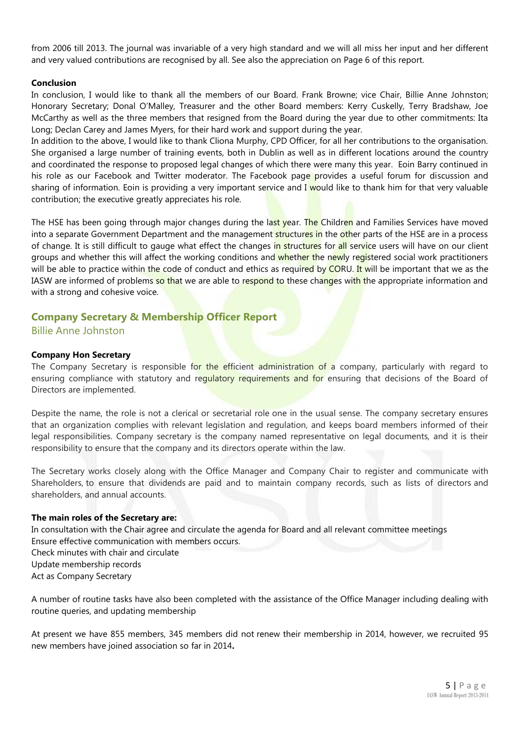from 2006 till 2013. The journal was invariable of a very high standard and we will all miss her input and her different and very valued contributions are recognised by all. See also the appreciation on Page 6 of this report.

**Conclusion**

In conclusion, I would like to thank all the members of our Board. Frank Browne; vice Chair, Billie Anne Johnston; Honorary Secretary; Donal O'Malley, Treasurer and the other Board members: Kerry Cuskelly, Terry Bradshaw, Joe McCarthy as well as the three members that resigned from the Board during the year due to other commitments: Ita Long; Declan Carey and James Myers, for their hard work and support during the year.

In addition to the above, I would like to thank Cliona Murphy, CPD Officer, for all her contributions to the organisation. She organised a large number of training events, both in Dublin as well as in different locations around the country and coordinated the response to proposed legal changes of which there were many this year. Eoin Barry continued in his role as our Facebook and Twitter moderator. The Facebook page provides a useful forum for discussion and sharing of information. Eoin is providing a very important service and I would like to thank him for that very valuable contribution; the executive greatly appreciates his role.

The HSE has been going through major changes during the last year. The Children and Families Services have moved into a separate Government Department and the management structures in the other parts of the HSE are in a process of change. It is still difficult to gauge what effect the changes in structures for all service users will have on our client groups and whether this will affect the working conditions and whether the newly registered social work practitioners will be able to practice within the code of conduct and ethics as required by CORU. It will be important that we as the IASW are informed of problems so that we are able to respond to these changes with the appropriate information and with a strong and cohesive voice.

## Company Secretary & Membership Officer Report

Billie Anne Johnston

**Company Hon Secretary**

The Company Secretary is responsible for the efficient administration of a company, particularly with regard to ensuring compliance with statutory and regulatory requirements and for ensuring that decisions of the Board of Directors are implemented.

Despite the name, the role is not a clerical or secretarial role one in the usual sense. The company secretary ensures that an organization complies with relevant legislation and regulation, and keeps board members informed of their legal responsibilities. Company secretary is the company named representative on legal documents, and it is their responsibility to ensure that the company and its directors operate within the law.

The Secretary works closely along with the Office Manager and Company Chair to register and communicate with Shareholders, to ensure that dividends are paid and to maintain company records, such as lists of directors and shareholders, and annual accounts.

**The main roles of the Secretary are:**

In consultation with the Chair agree and circulate the agenda for Board and all relevant committee meetings
Ensure effective communication with members occurs.
Check minutes with chair and circulate
Update membership records
Act as Company Secretary

A number of routine tasks have also been completed with the assistance of the Office Manager including dealing with routine queries, and updating membership

At present we have 855 members, 345 members did not renew their membership in 2014, however, we recruited 95 new members have joined association so far in 2014**.**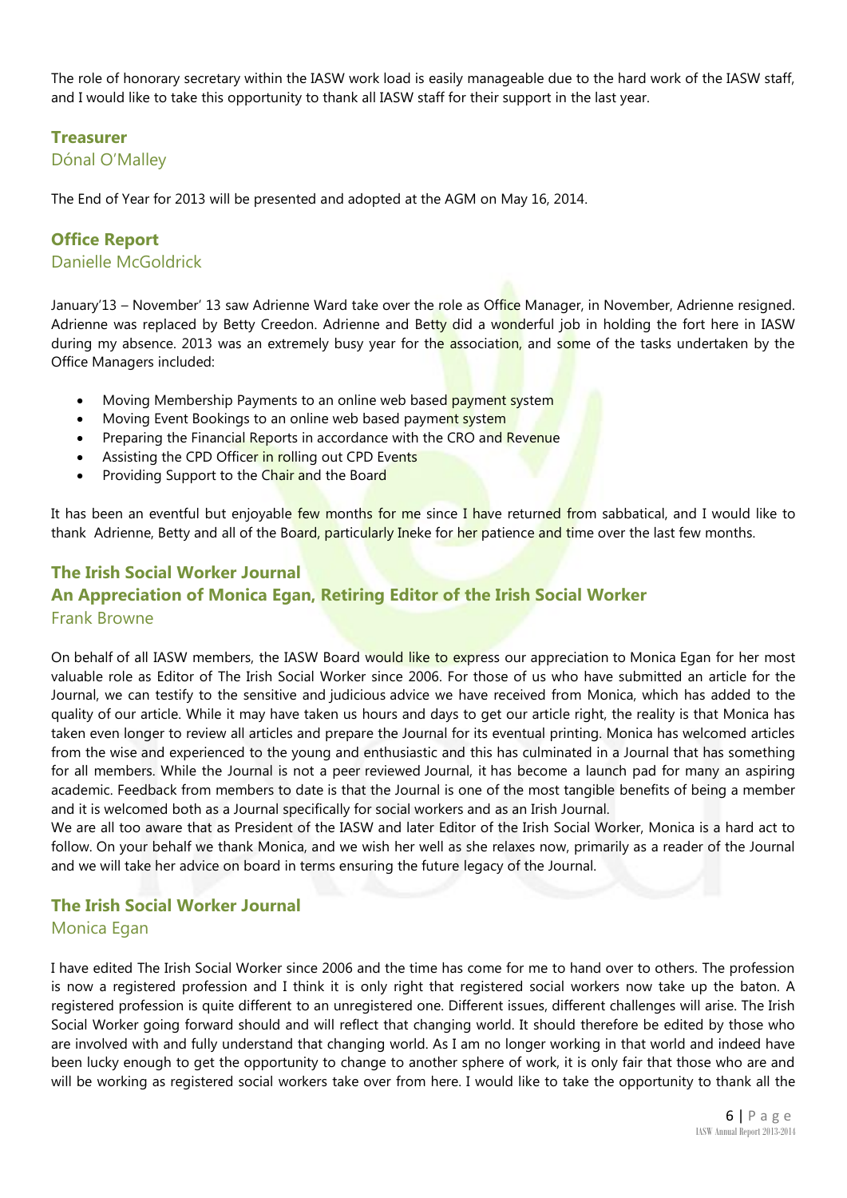The role of honorary secretary within the IASW work load is easily manageable due to the hard work of the IASW staff, and I would like to take this opportunity to thank all IASW staff for their support in the last year.

## Treasurer

Dónal O'Malley

The End of Year for 2013 will be presented and adopted at the AGM on May 16, 2014.

## Office Report

Danielle McGoldrick

January'13 – November' 13 saw Adrienne Ward take over the role as Office Manager, in November, Adrienne resigned. Adrienne was replaced by Betty Creedon. Adrienne and Betty did a wonderful job in holding the fort here in IASW during my absence. 2013 was an extremely busy year for the association, and some of the tasks undertaken by the Office Managers included:

- Moving Membership Payments to an online web based payment system
- Moving Event Bookings to an online web based payment system
- Preparing the Financial Reports in accordance with the CRO and Revenue
- Assisting the CPD Officer in rolling out CPD Events
- Providing Support to the Chair and the Board

It has been an eventful but enjoyable few months for me since I have returned from sabbatical, and I would like to thank Adrienne, Betty and all of the Board, particularly Ineke for her patience and time over the last few months.

## The Irish Social Worker Journal
## An Appreciation of Monica Egan, Retiring Editor of the Irish Social Worker

Frank Browne

On behalf of all IASW members, the IASW Board would like to express our appreciation to Monica Egan for her most valuable role as Editor of The Irish Social Worker since 2006. For those of us who have submitted an article for the Journal, we can testify to the sensitive and judicious advice we have received from Monica, which has added to the quality of our article. While it may have taken us hours and days to get our article right, the reality is that Monica has taken even longer to review all articles and prepare the Journal for its eventual printing. Monica has welcomed articles from the wise and experienced to the young and enthusiastic and this has culminated in a Journal that has something for all members. While the Journal is not a peer reviewed Journal, it has become a launch pad for many an aspiring academic. Feedback from members to date is that the Journal is one of the most tangible benefits of being a member and it is welcomed both as a Journal specifically for social workers and as an Irish Journal.

We are all too aware that as President of the IASW and later Editor of the Irish Social Worker, Monica is a hard act to follow. On your behalf we thank Monica, and we wish her well as she relaxes now, primarily as a reader of the Journal and we will take her advice on board in terms ensuring the future legacy of the Journal.

## The Irish Social Worker Journal

Monica Egan

I have edited The Irish Social Worker since 2006 and the time has come for me to hand over to others. The profession is now a registered profession and I think it is only right that registered social workers now take up the baton. A registered profession is quite different to an unregistered one. Different issues, different challenges will arise. The Irish Social Worker going forward should and will reflect that changing world. It should therefore be edited by those who are involved with and fully understand that changing world. As I am no longer working in that world and indeed have been lucky enough to get the opportunity to change to another sphere of work, it is only fair that those who are and will be working as registered social workers take over from here. I would like to take the opportunity to thank all the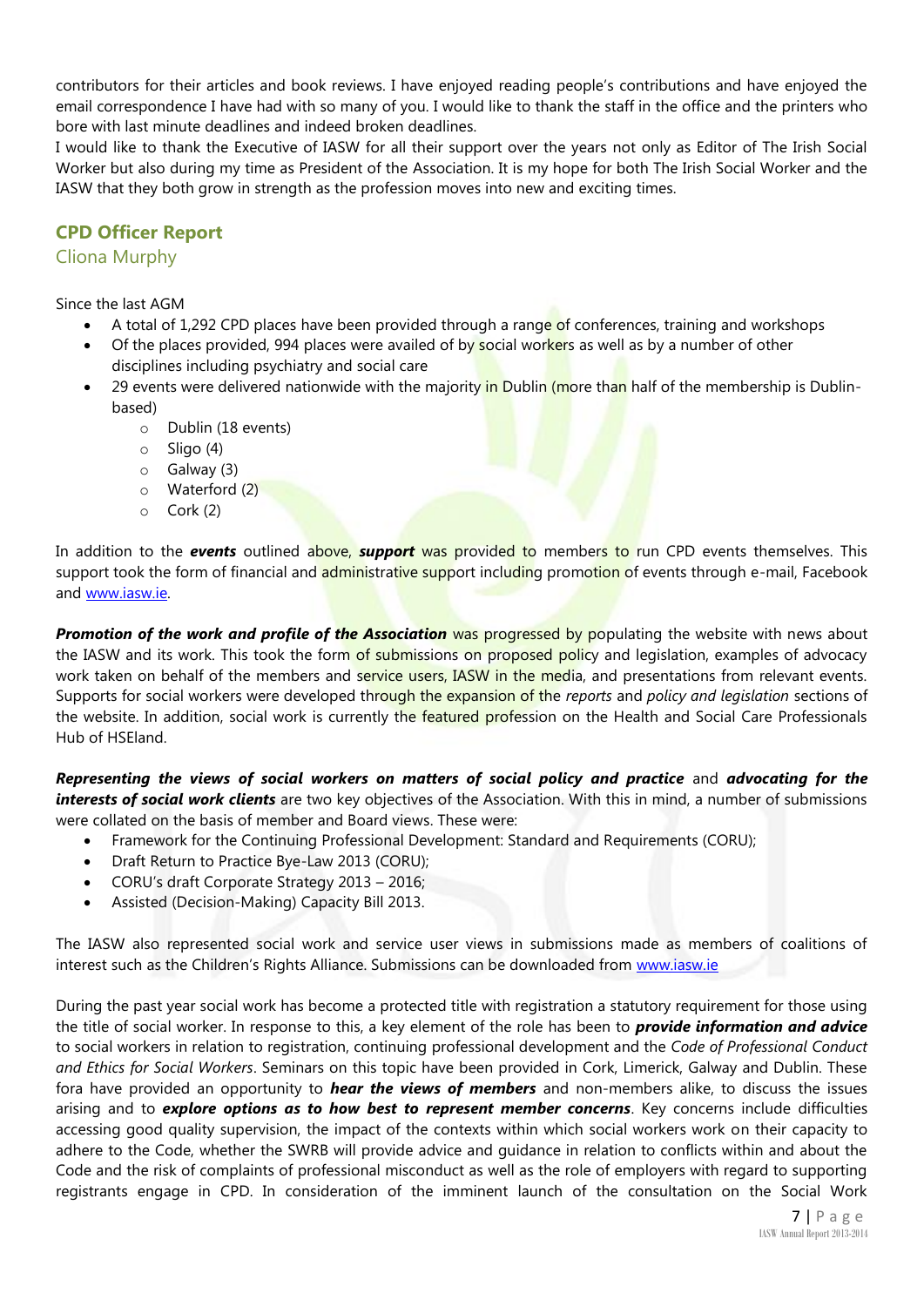contributors for their articles and book reviews. I have enjoyed reading people's contributions and have enjoyed the email correspondence I have had with so many of you. I would like to thank the staff in the office and the printers who bore with last minute deadlines and indeed broken deadlines.

I would like to thank the Executive of IASW for all their support over the years not only as Editor of The Irish Social Worker but also during my time as President of the Association. It is my hope for both The Irish Social Worker and the IASW that they both grow in strength as the profession moves into new and exciting times.

## CPD Officer Report

### Cliona Murphy

Since the last AGM

- A total of 1,292 CPD places have been provided through a range of conferences, training and workshops
- Of the places provided, 994 places were availed of by social workers as well as by a number of other disciplines including psychiatry and social care
- 29 events were delivered nationwide with the majority in Dublin (more than half of the membership is Dublin-based)
    - Dublin (18 events)
    - Sligo (4)
    - Galway (3)
    - Waterford (2)
    - Cork (2)

In addition to the ***events*** outlined above, ***support*** was provided to members to run CPD events themselves. This support took the form of financial and administrative support including promotion of events through e-mail, Facebook and www.iasw.ie.

***Promotion of the work and profile of the Association*** was progressed by populating the website with news about the IASW and its work. This took the form of submissions on proposed policy and legislation, examples of advocacy work taken on behalf of the members and service users, IASW in the media, and presentations from relevant events. Supports for social workers were developed through the expansion of the *reports* and *policy and legislation* sections of the website. In addition, social work is currently the featured profession on the Health and Social Care Professionals Hub of HSEland.

***Representing the views of social workers on matters of social policy and practice*** and ***advocating for the interests of social work clients*** are two key objectives of the Association. With this in mind, a number of submissions were collated on the basis of member and Board views. These were:

- Framework for the Continuing Professional Development: Standard and Requirements (CORU);
- Draft Return to Practice Bye-Law 2013 (CORU);
- CORU's draft Corporate Strategy 2013 – 2016;
- Assisted (Decision-Making) Capacity Bill 2013.

The IASW also represented social work and service user views in submissions made as members of coalitions of interest such as the Children's Rights Alliance. Submissions can be downloaded from www.iasw.ie

During the past year social work has become a protected title with registration a statutory requirement for those using the title of social worker. In response to this, a key element of the role has been to ***provide information and advice*** to social workers in relation to registration, continuing professional development and the *Code of Professional Conduct and Ethics for Social Workers*. Seminars on this topic have been provided in Cork, Limerick, Galway and Dublin. These fora have provided an opportunity to ***hear the views of members*** and non-members alike, to discuss the issues arising and to ***explore options as to how best to represent member concerns***. Key concerns include difficulties accessing good quality supervision, the impact of the contexts within which social workers work on their capacity to adhere to the Code, whether the SWRB will provide advice and guidance in relation to conflicts within and about the Code and the risk of complaints of professional misconduct as well as the role of employers with regard to supporting registrants engage in CPD. In consideration of the imminent launch of the consultation on the Social Work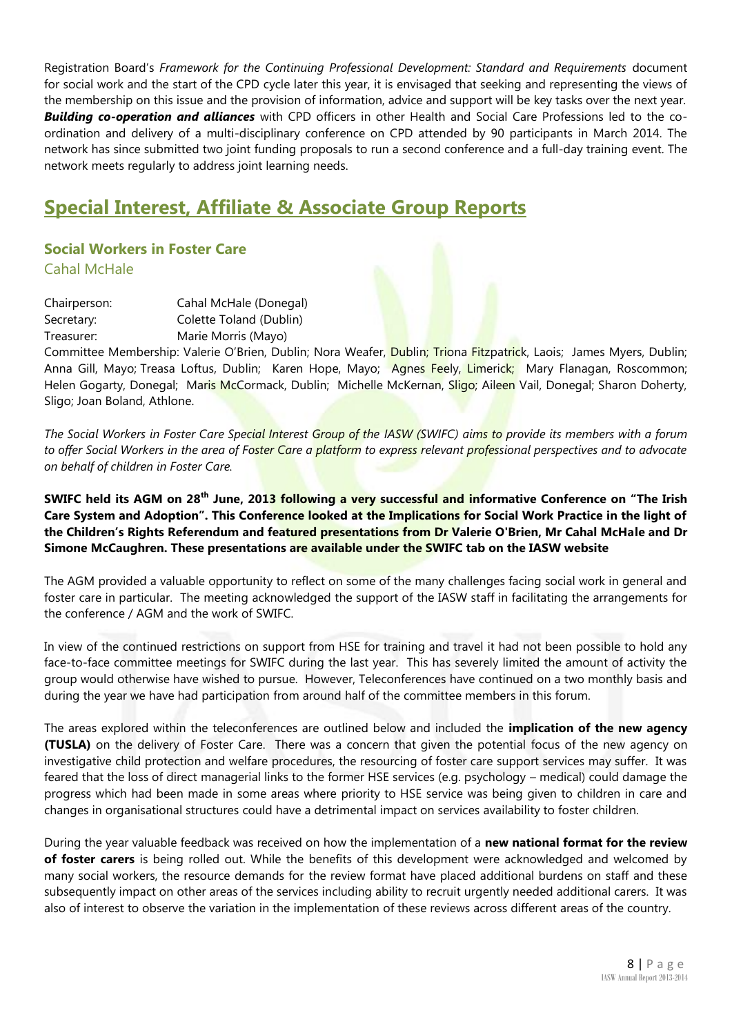Registration Board's *Framework for the Continuing Professional Development: Standard and Requirements* document for social work and the start of the CPD cycle later this year, it is envisaged that seeking and representing the views of the membership on this issue and the provision of information, advice and support will be key tasks over the next year. ***Building co-operation and alliances*** with CPD officers in other Health and Social Care Professions led to the co-ordination and delivery of a multi-disciplinary conference on CPD attended by 90 participants in March 2014. The network has since submitted two joint funding proposals to run a second conference and a full-day training event. The network meets regularly to address joint learning needs.

# Special Interest, Affiliate & Associate Group Reports

## Social Workers in Foster Care

Cahal McHale

Chairperson: Cahal McHale (Donegal)
Secretary: Colette Toland (Dublin)
Treasurer: Marie Morris (Mayo)

Committee Membership: Valerie O'Brien, Dublin; Nora Weafer, Dublin; Triona Fitzpatrick, Laois; James Myers, Dublin; Anna Gill, Mayo; Treasa Loftus, Dublin; Karen Hope, Mayo; Agnes Feely, Limerick; Mary Flanagan, Roscommon; Helen Gogarty, Donegal; Maris McCormack, Dublin; Michelle McKernan, Sligo; Aileen Vail, Donegal; Sharon Doherty, Sligo; Joan Boland, Athlone.

*The Social Workers in Foster Care Special Interest Group of the IASW (SWIFC) aims to provide its members with a forum to offer Social Workers in the area of Foster Care a platform to express relevant professional perspectives and to advocate on behalf of children in Foster Care.*

**SWIFC held its AGM on 28th June, 2013 following a very successful and informative Conference on "The Irish Care System and Adoption". This Conference looked at the Implications for Social Work Practice in the light of the Children's Rights Referendum and featured presentations from Dr Valerie O'Brien, Mr Cahal McHale and Dr Simone McCaughren. These presentations are available under the SWIFC tab on the IASW website**

The AGM provided a valuable opportunity to reflect on some of the many challenges facing social work in general and foster care in particular. The meeting acknowledged the support of the IASW staff in facilitating the arrangements for the conference / AGM and the work of SWIFC.

In view of the continued restrictions on support from HSE for training and travel it had not been possible to hold any face-to-face committee meetings for SWIFC during the last year. This has severely limited the amount of activity the group would otherwise have wished to pursue. However, Teleconferences have continued on a two monthly basis and during the year we have had participation from around half of the committee members in this forum.

The areas explored within the teleconferences are outlined below and included the **implication of the new agency (TUSLA)** on the delivery of Foster Care. There was a concern that given the potential focus of the new agency on investigative child protection and welfare procedures, the resourcing of foster care support services may suffer. It was feared that the loss of direct managerial links to the former HSE services (e.g. psychology – medical) could damage the progress which had been made in some areas where priority to HSE service was being given to children in care and changes in organisational structures could have a detrimental impact on services availability to foster children.

During the year valuable feedback was received on how the implementation of a **new national format for the review of foster carers** is being rolled out. While the benefits of this development were acknowledged and welcomed by many social workers, the resource demands for the review format have placed additional burdens on staff and these subsequently impact on other areas of the services including ability to recruit urgently needed additional carers. It was also of interest to observe the variation in the implementation of these reviews across different areas of the country.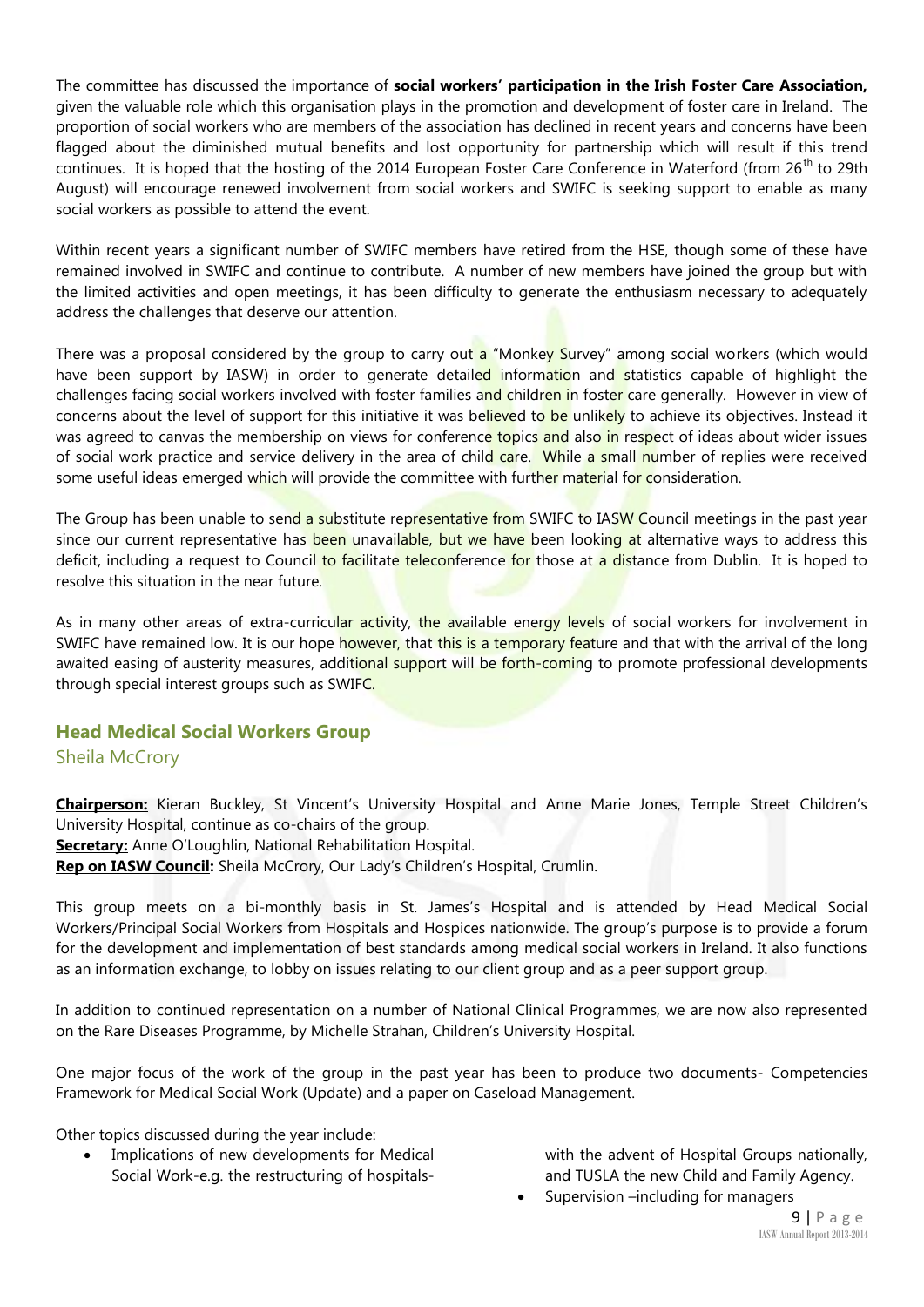The committee has discussed the importance of **social workers' participation in the Irish Foster Care Association,** given the valuable role which this organisation plays in the promotion and development of foster care in Ireland. The proportion of social workers who are members of the association has declined in recent years and concerns have been flagged about the diminished mutual benefits and lost opportunity for partnership which will result if this trend continues. It is hoped that the hosting of the 2014 European Foster Care Conference in Waterford (from 26th to 29th August) will encourage renewed involvement from social workers and SWIFC is seeking support to enable as many social workers as possible to attend the event.

Within recent years a significant number of SWIFC members have retired from the HSE, though some of these have remained involved in SWIFC and continue to contribute. A number of new members have joined the group but with the limited activities and open meetings, it has been difficulty to generate the enthusiasm necessary to adequately address the challenges that deserve our attention.

There was a proposal considered by the group to carry out a "Monkey Survey" among social workers (which would have been support by IASW) in order to generate detailed information and statistics capable of highlight the challenges facing social workers involved with foster families and children in foster care generally. However in view of concerns about the level of support for this initiative it was believed to be unlikely to achieve its objectives. Instead it was agreed to canvas the membership on views for conference topics and also in respect of ideas about wider issues of social work practice and service delivery in the area of child care. While a small number of replies were received some useful ideas emerged which will provide the committee with further material for consideration.

The Group has been unable to send a substitute representative from SWIFC to IASW Council meetings in the past year since our current representative has been unavailable, but we have been looking at alternative ways to address this deficit, including a request to Council to facilitate teleconference for those at a distance from Dublin. It is hoped to resolve this situation in the near future.

As in many other areas of extra-curricular activity, the available energy levels of social workers for involvement in SWIFC have remained low. It is our hope however, that this is a temporary feature and that with the arrival of the long awaited easing of austerity measures, additional support will be forth-coming to promote professional developments through special interest groups such as SWIFC.

## Head Medical Social Workers Group

Sheila McCrory

**Chairperson:** Kieran Buckley, St Vincent's University Hospital and Anne Marie Jones, Temple Street Children's University Hospital, continue as co-chairs of the group.
**Secretary:** Anne O'Loughlin, National Rehabilitation Hospital.
**Rep on IASW Council:** Sheila McCrory, Our Lady's Children's Hospital, Crumlin.

This group meets on a bi-monthly basis in St. James's Hospital and is attended by Head Medical Social Workers/Principal Social Workers from Hospitals and Hospices nationwide. The group's purpose is to provide a forum for the development and implementation of best standards among medical social workers in Ireland. It also functions as an information exchange, to lobby on issues relating to our client group and as a peer support group.

In addition to continued representation on a number of National Clinical Programmes, we are now also represented on the Rare Diseases Programme, by Michelle Strahan, Children's University Hospital.

One major focus of the work of the group in the past year has been to produce two documents- Competencies Framework for Medical Social Work (Update) and a paper on Caseload Management.

Other topics discussed during the year include:

- Implications of new developments for Medical Social Work-e.g. the restructuring of hospitals-with the advent of Hospital Groups nationally, and TUSLA the new Child and Family Agency.
- Supervision –including for managers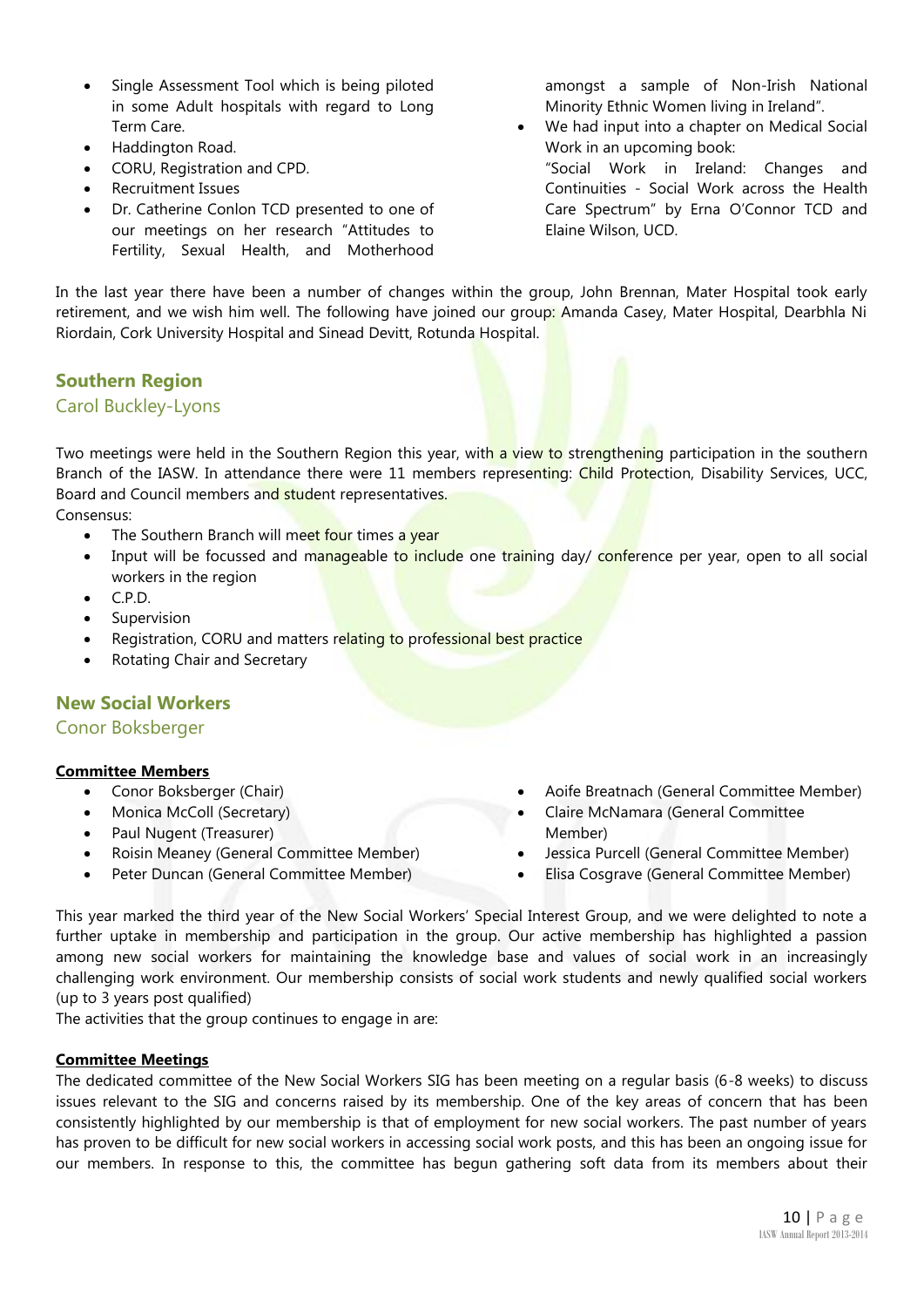- Single Assessment Tool which is being piloted in some Adult hospitals with regard to Long Term Care.
- Haddington Road.
- CORU, Registration and CPD.
- Recruitment Issues
- Dr. Catherine Conlon TCD presented to one of our meetings on her research "Attitudes to Fertility, Sexual Health, and Motherhood amongst a sample of Non-Irish National Minority Ethnic Women living in Ireland".
- We had input into a chapter on Medical Social Work in an upcoming book: "Social Work in Ireland: Changes and Continuities - Social Work across the Health Care Spectrum" by Erna O'Connor TCD and Elaine Wilson, UCD.

In the last year there have been a number of changes within the group, John Brennan, Mater Hospital took early retirement, and we wish him well. The following have joined our group: Amanda Casey, Mater Hospital, Dearbhla Ni Riordain, Cork University Hospital and Sinead Devitt, Rotunda Hospital.

## Southern Region

Carol Buckley-Lyons

Two meetings were held in the Southern Region this year, with a view to strengthening participation in the southern Branch of the IASW. In attendance there were 11 members representing: Child Protection, Disability Services, UCC, Board and Council members and student representatives.

Consensus:

- The Southern Branch will meet four times a year
- Input will be focussed and manageable to include one training day/ conference per year, open to all social workers in the region
- C.P.D.
- Supervision
- Registration, CORU and matters relating to professional best practice
- Rotating Chair and Secretary

## New Social Workers

Conor Boksberger

**Committee Members**

- Conor Boksberger (Chair)
- Monica McColl (Secretary)
- Paul Nugent (Treasurer)
- Roisin Meaney (General Committee Member)
- Peter Duncan (General Committee Member)
- Aoife Breatnach (General Committee Member)
- Claire McNamara (General Committee Member)
- Jessica Purcell (General Committee Member)
- Elisa Cosgrave (General Committee Member)

This year marked the third year of the New Social Workers' Special Interest Group, and we were delighted to note a further uptake in membership and participation in the group. Our active membership has highlighted a passion among new social workers for maintaining the knowledge base and values of social work in an increasingly challenging work environment. Our membership consists of social work students and newly qualified social workers (up to 3 years post qualified)

The activities that the group continues to engage in are:

**Committee Meetings**

The dedicated committee of the New Social Workers SIG has been meeting on a regular basis (6-8 weeks) to discuss issues relevant to the SIG and concerns raised by its membership. One of the key areas of concern that has been consistently highlighted by our membership is that of employment for new social workers. The past number of years has proven to be difficult for new social workers in accessing social work posts, and this has been an ongoing issue for our members. In response to this, the committee has begun gathering soft data from its members about their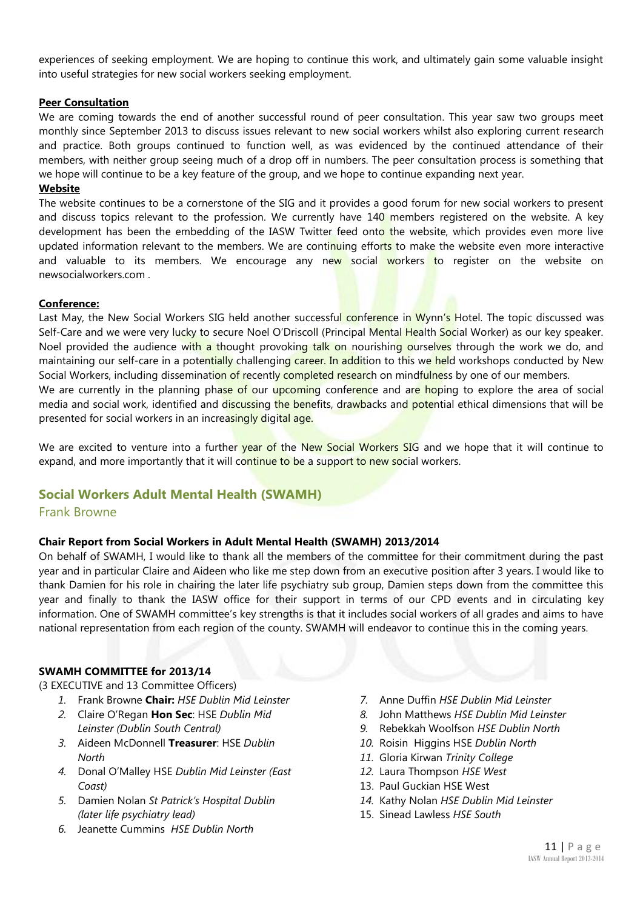experiences of seeking employment. We are hoping to continue this work, and ultimately gain some valuable insight into useful strategies for new social workers seeking employment.

**Peer Consultation**

We are coming towards the end of another successful round of peer consultation. This year saw two groups meet monthly since September 2013 to discuss issues relevant to new social workers whilst also exploring current research and practice. Both groups continued to function well, as was evidenced by the continued attendance of their members, with neither group seeing much of a drop off in numbers. The peer consultation process is something that we hope will continue to be a key feature of the group, and we hope to continue expanding next year.

**Website**

The website continues to be a cornerstone of the SIG and it provides a good forum for new social workers to present and discuss topics relevant to the profession. We currently have 140 members registered on the website. A key development has been the embedding of the IASW Twitter feed onto the website, which provides even more live updated information relevant to the members. We are continuing efforts to make the website even more interactive and valuable to its members. We encourage any new social workers to register on the website on newsocialworkers.com .

**Conference:**

Last May, the New Social Workers SIG held another successful conference in Wynn's Hotel. The topic discussed was Self-Care and we were very lucky to secure Noel O'Driscoll (Principal Mental Health Social Worker) as our key speaker. Noel provided the audience with a thought provoking talk on nourishing ourselves through the work we do, and maintaining our self-care in a potentially challenging career. In addition to this we held workshops conducted by New Social Workers, including dissemination of recently completed research on mindfulness by one of our members.

We are currently in the planning phase of our upcoming conference and are hoping to explore the area of social media and social work, identified and discussing the benefits, drawbacks and potential ethical dimensions that will be presented for social workers in an increasingly digital age.

We are excited to venture into a further year of the New Social Workers SIG and we hope that it will continue to expand, and more importantly that it will continue to be a support to new social workers.

## Social Workers Adult Mental Health (SWAMH)

Frank Browne

**Chair Report from Social Workers in Adult Mental Health (SWAMH) 2013/2014**

On behalf of SWAMH, I would like to thank all the members of the committee for their commitment during the past year and in particular Claire and Aideen who like me step down from an executive position after 3 years. I would like to thank Damien for his role in chairing the later life psychiatry sub group, Damien steps down from the committee this year and finally to thank the IASW office for their support in terms of our CPD events and in circulating key information. One of SWAMH committee's key strengths is that it includes social workers of all grades and aims to have national representation from each region of the county. SWAMH will endeavor to continue this in the coming years.

**SWAMH COMMITTEE for 2013/14**

(3 EXECUTIVE and 13 Committee Officers)

1. Frank Browne **Chair:** *HSE Dublin Mid Leinster*
2. Claire O'Regan **Hon Sec**: HSE *Dublin Mid Leinster (Dublin South Central)*
3. Aideen McDonnell **Treasurer**: HSE *Dublin North*
4. Donal O'Malley HSE *Dublin Mid Leinster (East Coast)*
5. Damien Nolan *St Patrick's Hospital Dublin (later life psychiatry lead)*
6. Jeanette Cummins *HSE Dublin North*
7. Anne Duffin *HSE Dublin Mid Leinster*
8. John Matthews *HSE Dublin Mid Leinster*
9. Rebekkah Woolfson *HSE Dublin North*
10. Roisin Higgins HSE *Dublin North*
11. Gloria Kirwan *Trinity College*
12. Laura Thompson *HSE West*
13. Paul Guckian HSE West
14. Kathy Nolan *HSE Dublin Mid Leinster*
15. Sinead Lawless *HSE South*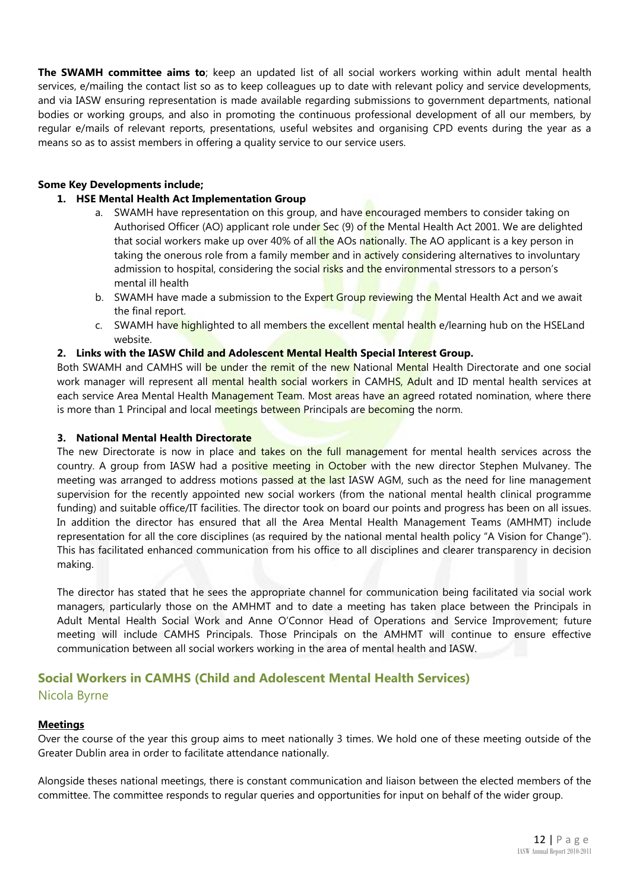**The SWAMH committee aims to**; keep an updated list of all social workers working within adult mental health services, e/mailing the contact list so as to keep colleagues up to date with relevant policy and service developments, and via IASW ensuring representation is made available regarding submissions to government departments, national bodies or working groups, and also in promoting the continuous professional development of all our members, by regular e/mails of relevant reports, presentations, useful websites and organising CPD events during the year as a means so as to assist members in offering a quality service to our service users.

**Some Key Developments include;**

1. **HSE Mental Health Act Implementation Group**
   a. SWAMH have representation on this group, and have encouraged members to consider taking on Authorised Officer (AO) applicant role under Sec (9) of the Mental Health Act 2001. We are delighted that social workers make up over 40% of all the AOs nationally. The AO applicant is a key person in taking the onerous role from a family member and in actively considering alternatives to involuntary admission to hospital, considering the social risks and the environmental stressors to a person's mental ill health
   b. SWAMH have made a submission to the Expert Group reviewing the Mental Health Act and we await the final report.
   c. SWAMH have highlighted to all members the excellent mental health e/learning hub on the HSELand website.

2. **Links with the IASW Child and Adolescent Mental Health Special Interest Group.**

Both SWAMH and CAMHS will be under the remit of the new National Mental Health Directorate and one social work manager will represent all mental health social workers in CAMHS, Adult and ID mental health services at each service Area Mental Health Management Team. Most areas have an agreed rotated nomination, where there is more than 1 Principal and local meetings between Principals are becoming the norm.

3. **National Mental Health Directorate**

The new Directorate is now in place and takes on the full management for mental health services across the country. A group from IASW had a positive meeting in October with the new director Stephen Mulvaney. The meeting was arranged to address motions passed at the last IASW AGM, such as the need for line management supervision for the recently appointed new social workers (from the national mental health clinical programme funding) and suitable office/IT facilities. The director took on board our points and progress has been on all issues. In addition the director has ensured that all the Area Mental Health Management Teams (AMHMT) include representation for all the core disciplines (as required by the national mental health policy "A Vision for Change"). This has facilitated enhanced communication from his office to all disciplines and clearer transparency in decision making.

The director has stated that he sees the appropriate channel for communication being facilitated via social work managers, particularly those on the AMHMT and to date a meeting has taken place between the Principals in Adult Mental Health Social Work and Anne O'Connor Head of Operations and Service Improvement; future meeting will include CAMHS Principals. Those Principals on the AMHMT will continue to ensure effective communication between all social workers working in the area of mental health and IASW.

## Social Workers in CAMHS (Child and Adolescent Mental Health Services)

Nicola Byrne

**Meetings**

Over the course of the year this group aims to meet nationally 3 times. We hold one of these meeting outside of the Greater Dublin area in order to facilitate attendance nationally.

Alongside theses national meetings, there is constant communication and liaison between the elected members of the committee. The committee responds to regular queries and opportunities for input on behalf of the wider group.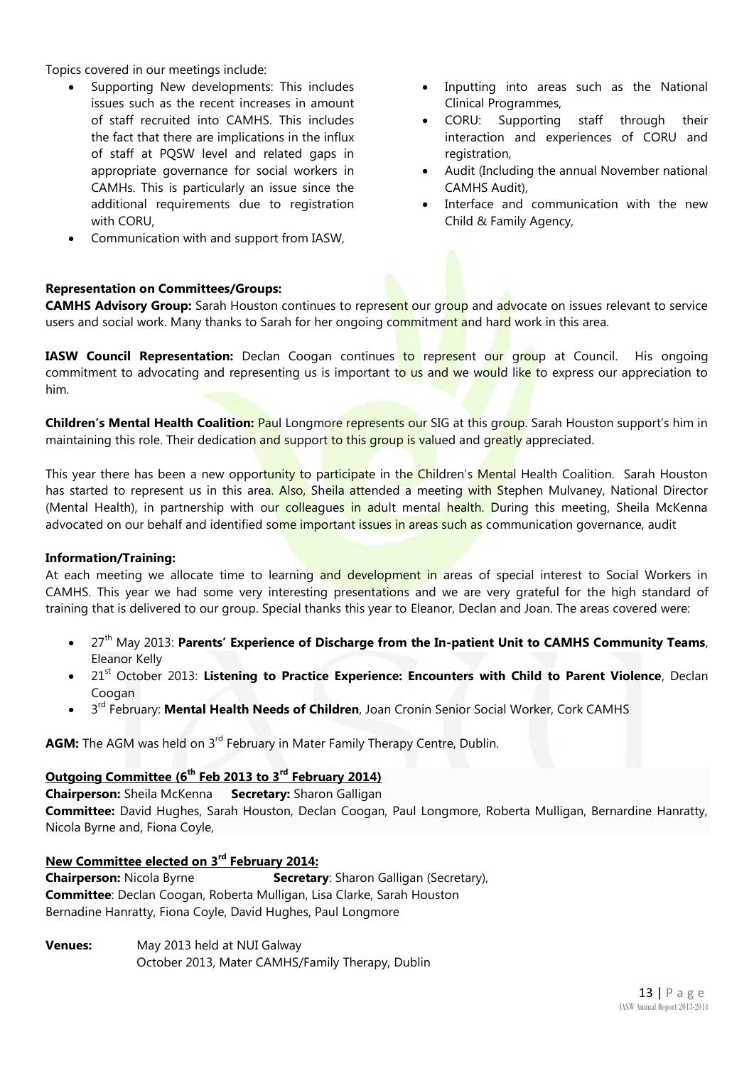Topics covered in our meetings include:

- Supporting New developments: This includes issues such as the recent increases in amount of staff recruited into CAMHS. This includes the fact that there are implications in the influx of staff at PQSW level and related gaps in appropriate governance for social workers in CAMHs. This is particularly an issue since the additional requirements due to registration with CORU,
- Communication with and support from IASW,
- Inputting into areas such as the National Clinical Programmes,
- CORU: Supporting staff through their interaction and experiences of CORU and registration,
- Audit (Including the annual November national CAMHS Audit),
- Interface and communication with the new Child & Family Agency,

**Representation on Committees/Groups:**

**CAMHS Advisory Group:** Sarah Houston continues to represent our group and advocate on issues relevant to service users and social work. Many thanks to Sarah for her ongoing commitment and hard work in this area.

**IASW Council Representation:** Declan Coogan continues to represent our group at Council. His ongoing commitment to advocating and representing us is important to us and we would like to express our appreciation to him.

**Children's Mental Health Coalition:** Paul Longmore represents our SIG at this group. Sarah Houston support's him in maintaining this role. Their dedication and support to this group is valued and greatly appreciated.

This year there has been a new opportunity to participate in the Children's Mental Health Coalition. Sarah Houston has started to represent us in this area. Also, Sheila attended a meeting with Stephen Mulvaney, National Director (Mental Health), in partnership with our colleagues in adult mental health. During this meeting, Sheila McKenna advocated on our behalf and identified some important issues in areas such as communication governance, audit

**Information/Training:**

At each meeting we allocate time to learning and development in areas of special interest to Social Workers in CAMHS. This year we had some very interesting presentations and we are very grateful for the high standard of training that is delivered to our group. Special thanks this year to Eleanor, Declan and Joan. The areas covered were:

- 27th May 2013: **Parents' Experience of Discharge from the In-patient Unit to CAMHS Community Teams**, Eleanor Kelly
- 21st October 2013: **Listening to Practice Experience: Encounters with Child to Parent Violence**, Declan Coogan
- 3rd February: **Mental Health Needs of Children**, Joan Cronin Senior Social Worker, Cork CAMHS

**AGM:** The AGM was held on 3rd February in Mater Family Therapy Centre, Dublin.

**Outgoing Committee (6th Feb 2013 to 3rd February 2014)**

**Chairperson:** Sheila McKenna **Secretary:** Sharon Galligan

**Committee:** David Hughes, Sarah Houston, Declan Coogan, Paul Longmore, Roberta Mulligan, Bernardine Hanratty, Nicola Byrne and, Fiona Coyle,

**New Committee elected on 3rd February 2014:**

**Chairperson:** Nicola Byrne **Secretary**: Sharon Galligan (Secretary),

**Committee**: Declan Coogan, Roberta Mulligan, Lisa Clarke, Sarah Houston Bernadine Hanratty, Fiona Coyle, David Hughes, Paul Longmore

**Venues:** May 2013 held at NUI Galway
October 2013, Mater CAMHS/Family Therapy, Dublin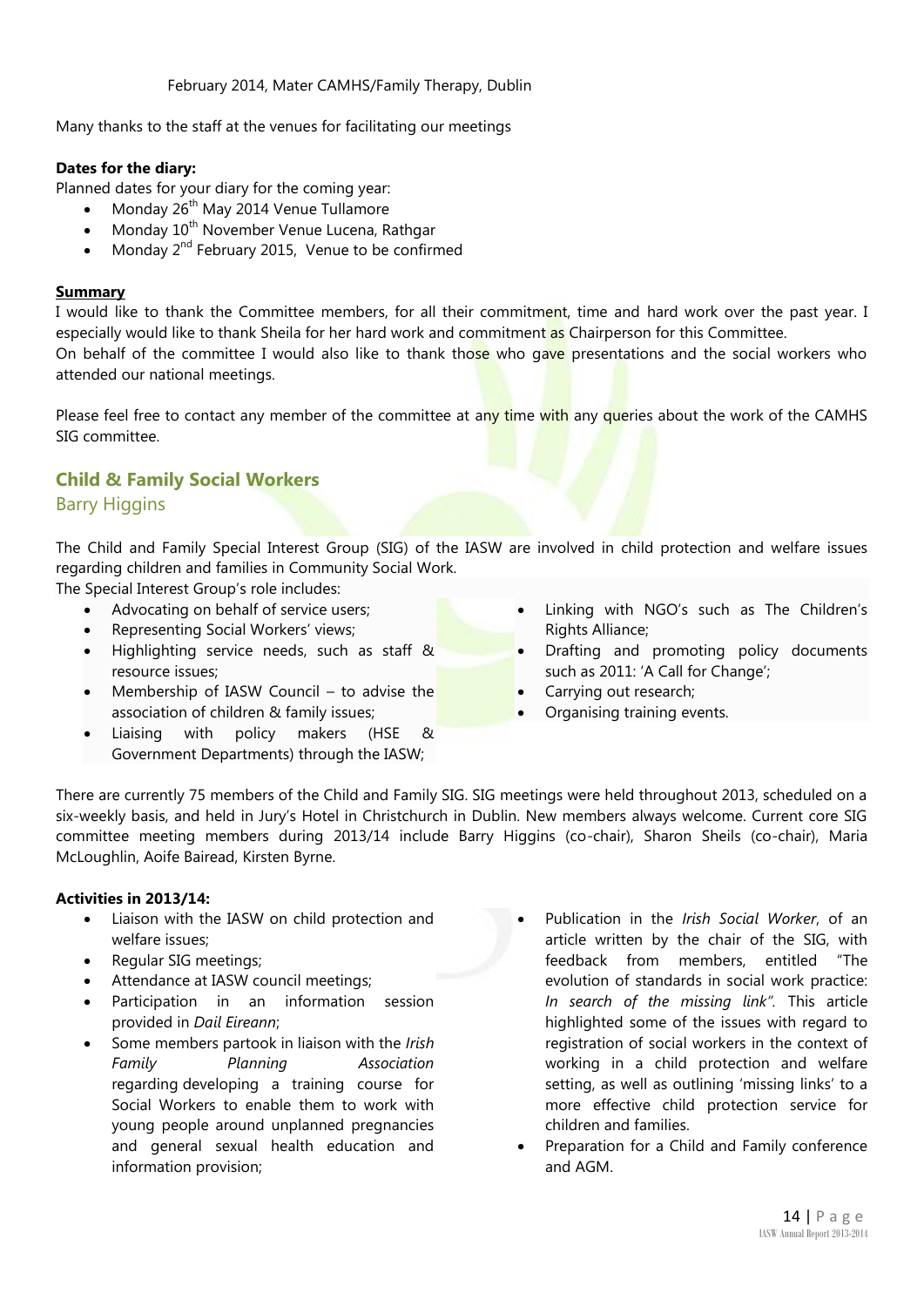February 2014, Mater CAMHS/Family Therapy, Dublin

Many thanks to the staff at the venues for facilitating our meetings

**Dates for the diary:**

Planned dates for your diary for the coming year:

- Monday 26th May 2014 Venue Tullamore
- Monday 10th November Venue Lucena, Rathgar
- Monday 2nd February 2015, Venue to be confirmed

**Summary**

I would like to thank the Committee members, for all their commitment, time and hard work over the past year. I especially would like to thank Sheila for her hard work and commitment as Chairperson for this Committee.

On behalf of the committee I would also like to thank those who gave presentations and the social workers who attended our national meetings.

Please feel free to contact any member of the committee at any time with any queries about the work of the CAMHS SIG committee.

## Child & Family Social Workers

### Barry Higgins

The Child and Family Special Interest Group (SIG) of the IASW are involved in child protection and welfare issues regarding children and families in Community Social Work.

The Special Interest Group's role includes:

- Advocating on behalf of service users;
- Representing Social Workers' views;
- Highlighting service needs, such as staff & resource issues;
- Membership of IASW Council – to advise the association of children & family issues;
- Liaising with policy makers (HSE & Government Departments) through the IASW;
- Linking with NGO's such as The Children's Rights Alliance;
- Drafting and promoting policy documents such as 2011: 'A Call for Change';
- Carrying out research;
- Organising training events.

There are currently 75 members of the Child and Family SIG. SIG meetings were held throughout 2013, scheduled on a six-weekly basis, and held in Jury's Hotel in Christchurch in Dublin. New members always welcome. Current core SIG committee meeting members during 2013/14 include Barry Higgins (co-chair), Sharon Sheils (co-chair), Maria McLoughlin, Aoife Bairead, Kirsten Byrne.

**Activities in 2013/14:**

- Liaison with the IASW on child protection and welfare issues;
- Regular SIG meetings;
- Attendance at IASW council meetings;
- Participation in an information session provided in *Dail Eireann*;
- Some members partook in liaison with the *Irish Family Planning Association* regarding developing a training course for Social Workers to enable them to work with young people around unplanned pregnancies and general sexual health education and information provision;
- Publication in the *Irish Social Worker*, of an article written by the chair of the SIG, with feedback from members, entitled "The evolution of standards in social work practice: *In search of the missing link"*. This article highlighted some of the issues with regard to registration of social workers in the context of working in a child protection and welfare setting, as well as outlining 'missing links' to a more effective child protection service for children and families.
- Preparation for a Child and Family conference and AGM.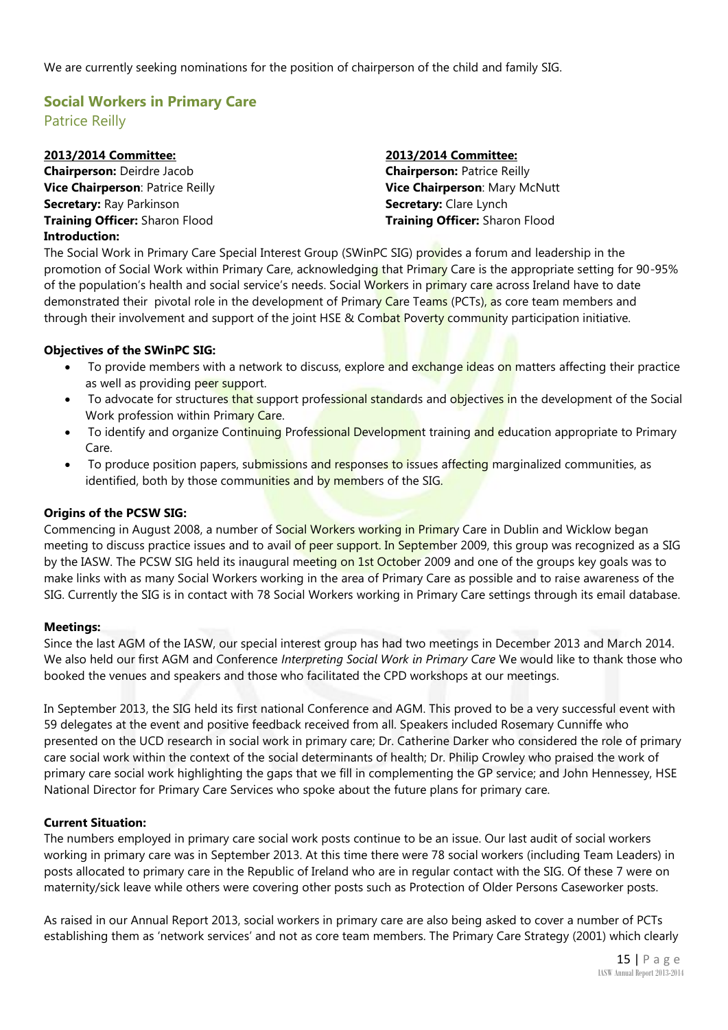We are currently seeking nominations for the position of chairperson of the child and family SIG.

## Social Workers in Primary Care

Patrice Reilly

**2013/2014 Committee:**
**Chairperson:** Deirdre Jacob
**Vice Chairperson**: Patrice Reilly
**Secretary:** Ray Parkinson
**Training Officer:** Sharon Flood

**2013/2014 Committee:**
**Chairperson:** Patrice Reilly
**Vice Chairperson**: Mary McNutt
**Secretary:** Clare Lynch
**Training Officer:** Sharon Flood

**Introduction:**

The Social Work in Primary Care Special Interest Group (SWinPC SIG) provides a forum and leadership in the promotion of Social Work within Primary Care, acknowledging that Primary Care is the appropriate setting for 90-95% of the population's health and social service's needs. Social Workers in primary care across Ireland have to date demonstrated their pivotal role in the development of Primary Care Teams (PCTs), as core team members and through their involvement and support of the joint HSE & Combat Poverty community participation initiative.

**Objectives of the SWinPC SIG:**

- To provide members with a network to discuss, explore and exchange ideas on matters affecting their practice as well as providing peer support.
- To advocate for structures that support professional standards and objectives in the development of the Social Work profession within Primary Care.
- To identify and organize Continuing Professional Development training and education appropriate to Primary Care.
- To produce position papers, submissions and responses to issues affecting marginalized communities, as identified, both by those communities and by members of the SIG.

**Origins of the PCSW SIG:**

Commencing in August 2008, a number of Social Workers working in Primary Care in Dublin and Wicklow began meeting to discuss practice issues and to avail of peer support. In September 2009, this group was recognized as a SIG by the IASW. The PCSW SIG held its inaugural meeting on 1st October 2009 and one of the groups key goals was to make links with as many Social Workers working in the area of Primary Care as possible and to raise awareness of the SIG. Currently the SIG is in contact with 78 Social Workers working in Primary Care settings through its email database.

**Meetings:**

Since the last AGM of the IASW, our special interest group has had two meetings in December 2013 and March 2014. We also held our first AGM and Conference *Interpreting Social Work in Primary Care* We would like to thank those who booked the venues and speakers and those who facilitated the CPD workshops at our meetings.

In September 2013, the SIG held its first national Conference and AGM. This proved to be a very successful event with 59 delegates at the event and positive feedback received from all. Speakers included Rosemary Cunniffe who presented on the UCD research in social work in primary care; Dr. Catherine Darker who considered the role of primary care social work within the context of the social determinants of health; Dr. Philip Crowley who praised the work of primary care social work highlighting the gaps that we fill in complementing the GP service; and John Hennessey, HSE National Director for Primary Care Services who spoke about the future plans for primary care.

**Current Situation:**

The numbers employed in primary care social work posts continue to be an issue. Our last audit of social workers working in primary care was in September 2013. At this time there were 78 social workers (including Team Leaders) in posts allocated to primary care in the Republic of Ireland who are in regular contact with the SIG. Of these 7 were on maternity/sick leave while others were covering other posts such as Protection of Older Persons Caseworker posts.

As raised in our Annual Report 2013, social workers in primary care are also being asked to cover a number of PCTs establishing them as 'network services' and not as core team members. The Primary Care Strategy (2001) which clearly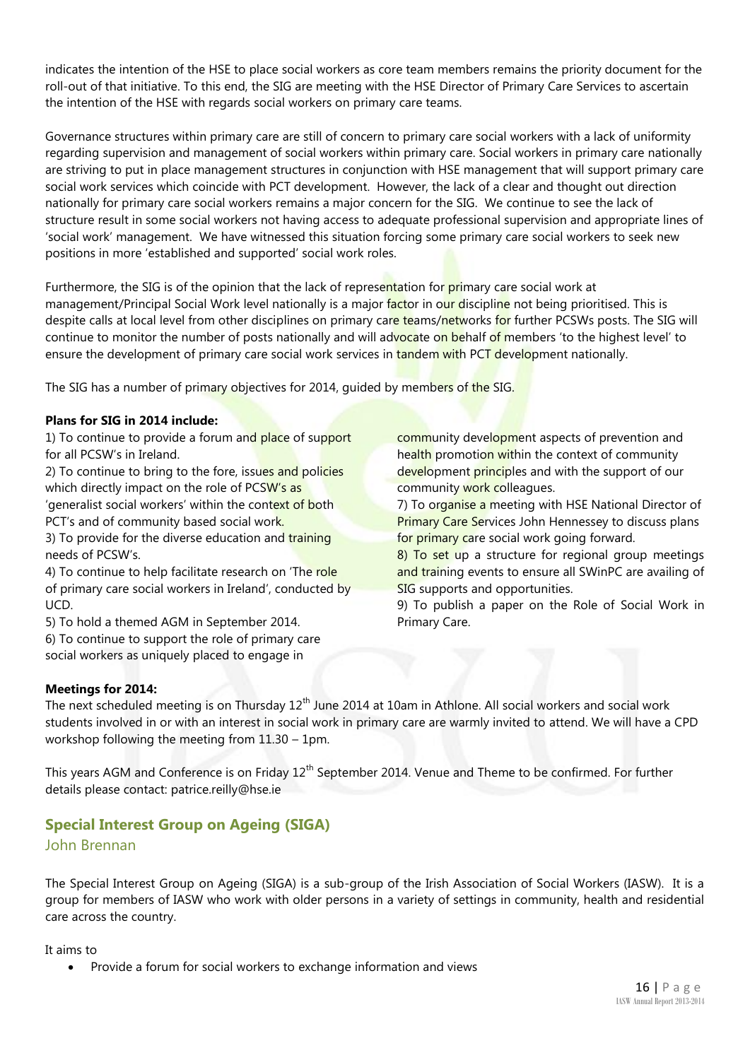indicates the intention of the HSE to place social workers as core team members remains the priority document for the roll-out of that initiative. To this end, the SIG are meeting with the HSE Director of Primary Care Services to ascertain the intention of the HSE with regards social workers on primary care teams.

Governance structures within primary care are still of concern to primary care social workers with a lack of uniformity regarding supervision and management of social workers within primary care. Social workers in primary care nationally are striving to put in place management structures in conjunction with HSE management that will support primary care social work services which coincide with PCT development. However, the lack of a clear and thought out direction nationally for primary care social workers remains a major concern for the SIG. We continue to see the lack of structure result in some social workers not having access to adequate professional supervision and appropriate lines of 'social work' management. We have witnessed this situation forcing some primary care social workers to seek new positions in more 'established and supported' social work roles.

Furthermore, the SIG is of the opinion that the lack of representation for primary care social work at management/Principal Social Work level nationally is a major factor in our discipline not being prioritised. This is despite calls at local level from other disciplines on primary care teams/networks for further PCSWs posts. The SIG will continue to monitor the number of posts nationally and will advocate on behalf of members 'to the highest level' to ensure the development of primary care social work services in tandem with PCT development nationally.

The SIG has a number of primary objectives for 2014, guided by members of the SIG.

**Plans for SIG in 2014 include:**

1) To continue to provide a forum and place of support for all PCSW's in Ireland.
2) To continue to bring to the fore, issues and policies which directly impact on the role of PCSW's as 'generalist social workers' within the context of both PCT's and of community based social work.
3) To provide for the diverse education and training needs of PCSW's.
4) To continue to help facilitate research on 'The role of primary care social workers in Ireland', conducted by UCD.
5) To hold a themed AGM in September 2014.
6) To continue to support the role of primary care social workers as uniquely placed to engage in community development aspects of prevention and health promotion within the context of community development principles and with the support of our community work colleagues.
7) To organise a meeting with HSE National Director of Primary Care Services John Hennessey to discuss plans for primary care social work going forward.
8) To set up a structure for regional group meetings and training events to ensure all SWinPC are availing of SIG supports and opportunities.
9) To publish a paper on the Role of Social Work in Primary Care.

**Meetings for 2014:**

The next scheduled meeting is on Thursday 12th June 2014 at 10am in Athlone. All social workers and social work students involved in or with an interest in social work in primary care are warmly invited to attend. We will have a CPD workshop following the meeting from 11.30 – 1pm.

This years AGM and Conference is on Friday 12th September 2014. Venue and Theme to be confirmed. For further details please contact: patrice.reilly@hse.ie

## Special Interest Group on Ageing (SIGA)

John Brennan

The Special Interest Group on Ageing (SIGA) is a sub-group of the Irish Association of Social Workers (IASW). It is a group for members of IASW who work with older persons in a variety of settings in community, health and residential care across the country.

It aims to

- Provide a forum for social workers to exchange information and views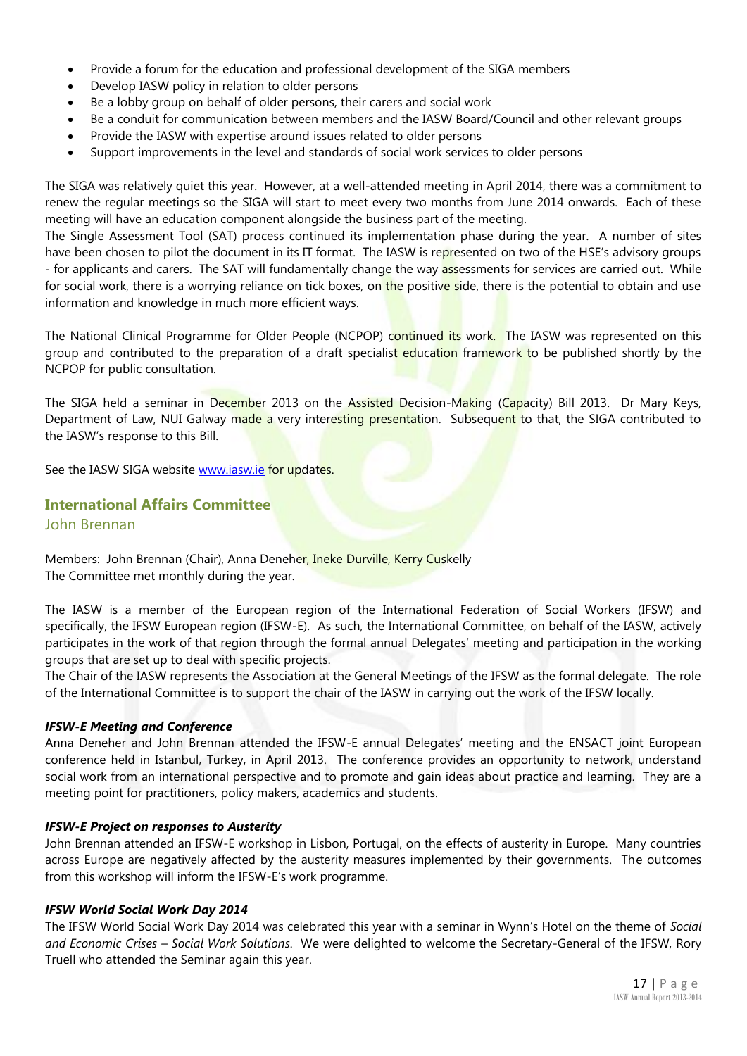- Provide a forum for the education and professional development of the SIGA members
- Develop IASW policy in relation to older persons
- Be a lobby group on behalf of older persons, their carers and social work
- Be a conduit for communication between members and the IASW Board/Council and other relevant groups
- Provide the IASW with expertise around issues related to older persons
- Support improvements in the level and standards of social work services to older persons

The SIGA was relatively quiet this year. However, at a well-attended meeting in April 2014, there was a commitment to renew the regular meetings so the SIGA will start to meet every two months from June 2014 onwards. Each of these meeting will have an education component alongside the business part of the meeting.

The Single Assessment Tool (SAT) process continued its implementation phase during the year. A number of sites have been chosen to pilot the document in its IT format. The IASW is represented on two of the HSE's advisory groups - for applicants and carers. The SAT will fundamentally change the way assessments for services are carried out. While for social work, there is a worrying reliance on tick boxes, on the positive side, there is the potential to obtain and use information and knowledge in much more efficient ways.

The National Clinical Programme for Older People (NCPOP) continued its work. The IASW was represented on this group and contributed to the preparation of a draft specialist education framework to be published shortly by the NCPOP for public consultation.

The SIGA held a seminar in December 2013 on the Assisted Decision-Making (Capacity) Bill 2013. Dr Mary Keys, Department of Law, NUI Galway made a very interesting presentation. Subsequent to that, the SIGA contributed to the IASW's response to this Bill.

See the IASW SIGA website [www.iasw.ie](http://www.iasw.ie) for updates.

## International Affairs Committee

John Brennan

Members: John Brennan (Chair), Anna Deneher, Ineke Durville, Kerry Cuskelly
The Committee met monthly during the year.

The IASW is a member of the European region of the International Federation of Social Workers (IFSW) and specifically, the IFSW European region (IFSW-E). As such, the International Committee, on behalf of the IASW, actively participates in the work of that region through the formal annual Delegates' meeting and participation in the working groups that are set up to deal with specific projects.

The Chair of the IASW represents the Association at the General Meetings of the IFSW as the formal delegate. The role of the International Committee is to support the chair of the IASW in carrying out the work of the IFSW locally.

### *IFSW-E Meeting and Conference*

Anna Deneher and John Brennan attended the IFSW-E annual Delegates' meeting and the ENSACT joint European conference held in Istanbul, Turkey, in April 2013. The conference provides an opportunity to network, understand social work from an international perspective and to promote and gain ideas about practice and learning. They are a meeting point for practitioners, policy makers, academics and students.

### *IFSW-E Project on responses to Austerity*

John Brennan attended an IFSW-E workshop in Lisbon, Portugal, on the effects of austerity in Europe. Many countries across Europe are negatively affected by the austerity measures implemented by their governments. The outcomes from this workshop will inform the IFSW-E's work programme.

### *IFSW World Social Work Day 2014*

The IFSW World Social Work Day 2014 was celebrated this year with a seminar in Wynn's Hotel on the theme of *Social and Economic Crises – Social Work Solutions*. We were delighted to welcome the Secretary-General of the IFSW, Rory Truell who attended the Seminar again this year.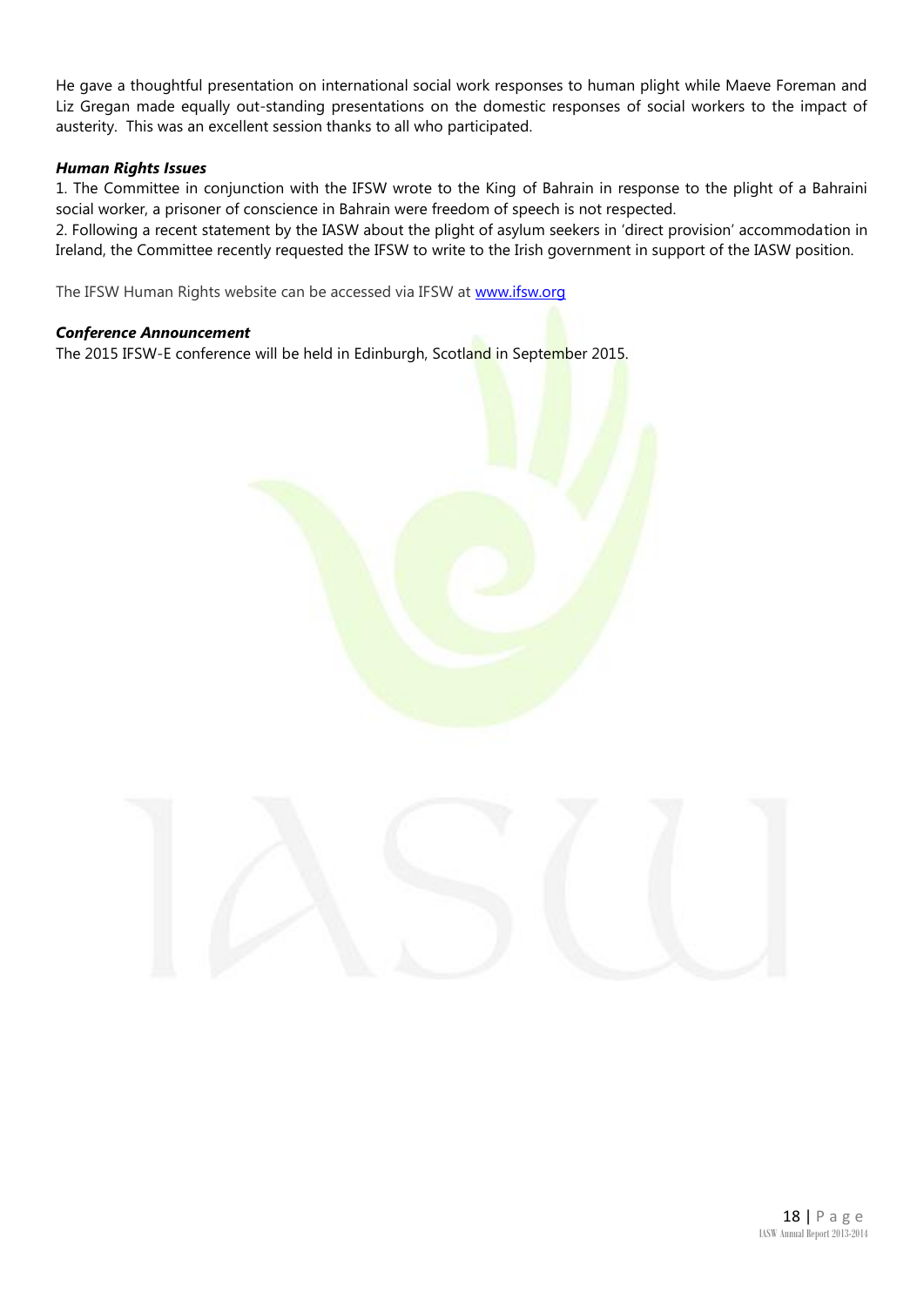He gave a thoughtful presentation on international social work responses to human plight while Maeve Foreman and Liz Gregan made equally out-standing presentations on the domestic responses of social workers to the impact of austerity. This was an excellent session thanks to all who participated.

***Human Rights Issues***

1. The Committee in conjunction with the IFSW wrote to the King of Bahrain in response to the plight of a Bahraini social worker, a prisoner of conscience in Bahrain were freedom of speech is not respected.
2. Following a recent statement by the IASW about the plight of asylum seekers in 'direct provision' accommodation in Ireland, the Committee recently requested the IFSW to write to the Irish government in support of the IASW position.

The IFSW Human Rights website can be accessed via IFSW at [www.ifsw.org](http://www.ifsw.org)

***Conference Announcement***

The 2015 IFSW-E conference will be held in Edinburgh, Scotland in September 2015.